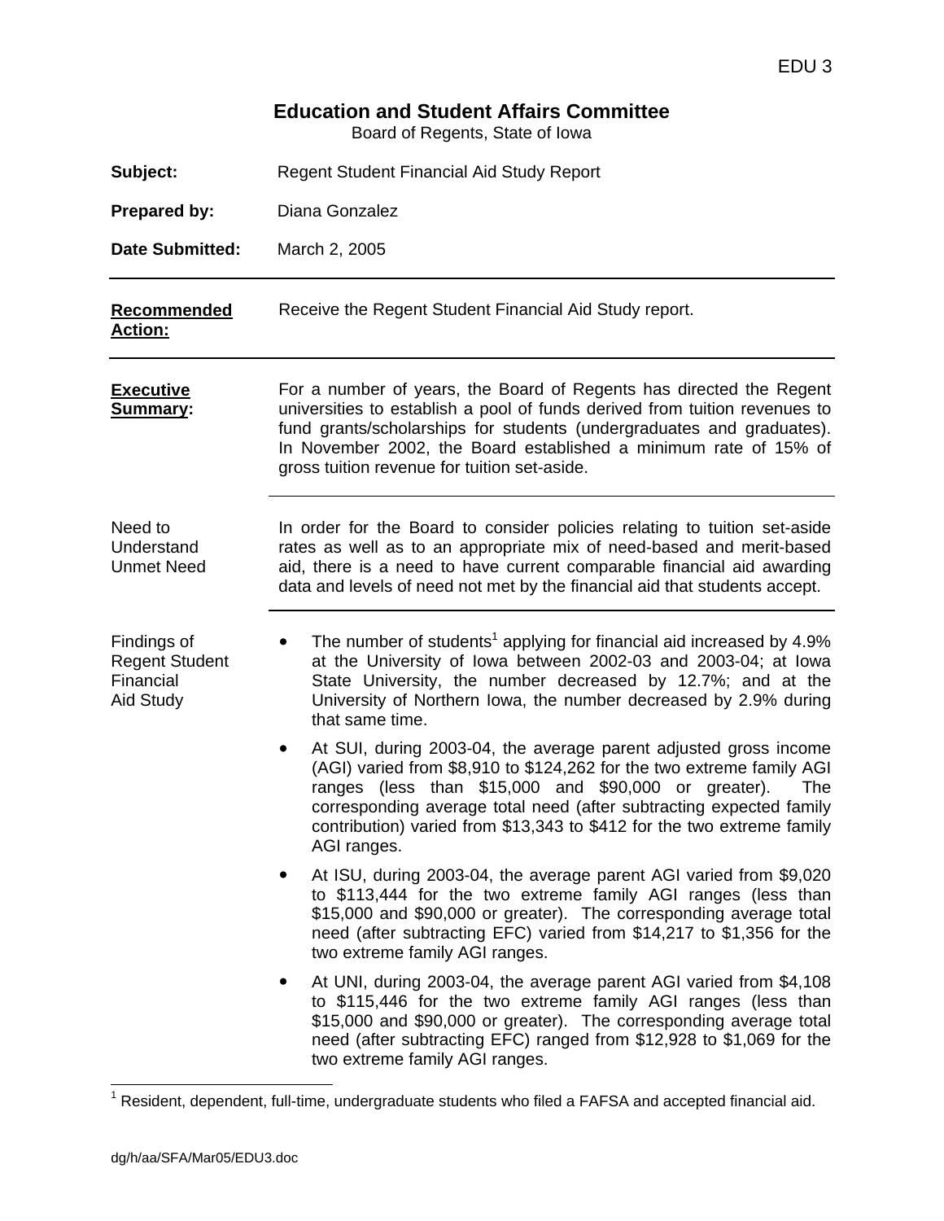# Education and Student Affairs Committee

Board of Regents, State of Iowa

**Subject:** Regent Student Financial Aid Study Report

**Prepared by:** Diana Gonzalez

**Date Submitted:** March 2, 2005

---

**<u>Recommended Action:</u>** Receive the Regent Student Financial Aid Study report.

---

**<u>Executive Summary</u>:** For a number of years, the Board of Regents has directed the Regent universities to establish a pool of funds derived from tuition revenues to fund grants/scholarships for students (undergraduates and graduates). In November 2002, the Board established a minimum rate of 15% of gross tuition revenue for tuition set-aside.

---

**Need to Understand Unmet Need**

In order for the Board to consider policies relating to tuition set-aside rates as well as to an appropriate mix of need-based and merit-based aid, there is a need to have current comparable financial aid awarding data and levels of need not met by the financial aid that students accept.

---

**Findings of Regent Student Financial Aid Study**

- The number of students[1] applying for financial aid increased by 4.9% at the University of Iowa between 2002-03 and 2003-04; at Iowa State University, the number decreased by 12.7%; and at the University of Northern Iowa, the number decreased by 2.9% during that same time.
- At SUI, during 2003-04, the average parent adjusted gross income (AGI) varied from $8,910 to $124,262 for the two extreme family AGI ranges (less than $15,000 and $90,000 or greater). The corresponding average total need (after subtracting expected family contribution) varied from $13,343 to $412 for the two extreme family AGI ranges.
- At ISU, during 2003-04, the average parent AGI varied from $9,020 to $113,444 for the two extreme family AGI ranges (less than $15,000 and $90,000 or greater). The corresponding average total need (after subtracting EFC) varied from $14,217 to $1,356 for the two extreme family AGI ranges.
- At UNI, during 2003-04, the average parent AGI varied from $4,108 to $115,446 for the two extreme family AGI ranges (less than $15,000 and $90,000 or greater). The corresponding average total need (after subtracting EFC) ranged from $12,928 to $1,069 for the two extreme family AGI ranges.

---

[1] Resident, dependent, full-time, undergraduate students who filed a FAFSA and accepted financial aid.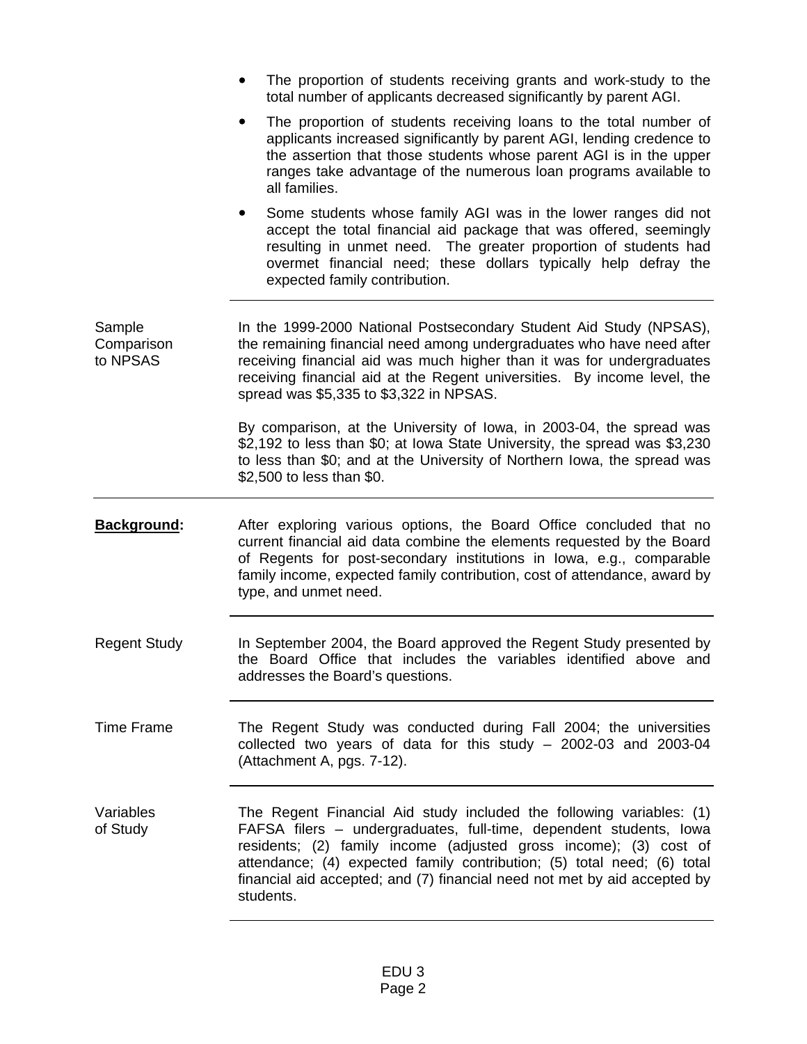- The proportion of students receiving grants and work-study to the total number of applicants decreased significantly by parent AGI.
- The proportion of students receiving loans to the total number of applicants increased significantly by parent AGI, lending credence to the assertion that those students whose parent AGI is in the upper ranges take advantage of the numerous loan programs available to all families.
- Some students whose family AGI was in the lower ranges did not accept the total financial aid package that was offered, seemingly resulting in unmet need. The greater proportion of students had overmet financial need; these dollars typically help defray the expected family contribution.

---

Sample Comparison to NPSAS

In the 1999-2000 National Postsecondary Student Aid Study (NPSAS), the remaining financial need among undergraduates who have need after receiving financial aid was much higher than it was for undergraduates receiving financial aid at the Regent universities. By income level, the spread was $5,335 to $3,322 in NPSAS.

By comparison, at the University of Iowa, in 2003-04, the spread was $2,192 to less than $0; at Iowa State University, the spread was $3,230 to less than $0; and at the University of Northern Iowa, the spread was $2,500 to less than $0.

---

**Background:**

After exploring various options, the Board Office concluded that no current financial aid data combine the elements requested by the Board of Regents for post-secondary institutions in Iowa, e.g., comparable family income, expected family contribution, cost of attendance, award by type, and unmet need.

---

Regent Study

In September 2004, the Board approved the Regent Study presented by the Board Office that includes the variables identified above and addresses the Board's questions.

---

Time Frame

The Regent Study was conducted during Fall 2004; the universities collected two years of data for this study – 2002-03 and 2003-04 (Attachment A, pgs. 7-12).

---

Variables of Study

The Regent Financial Aid study included the following variables: (1) FAFSA filers – undergraduates, full-time, dependent students, Iowa residents; (2) family income (adjusted gross income); (3) cost of attendance; (4) expected family contribution; (5) total need; (6) total financial aid accepted; and (7) financial need not met by aid accepted by students.

---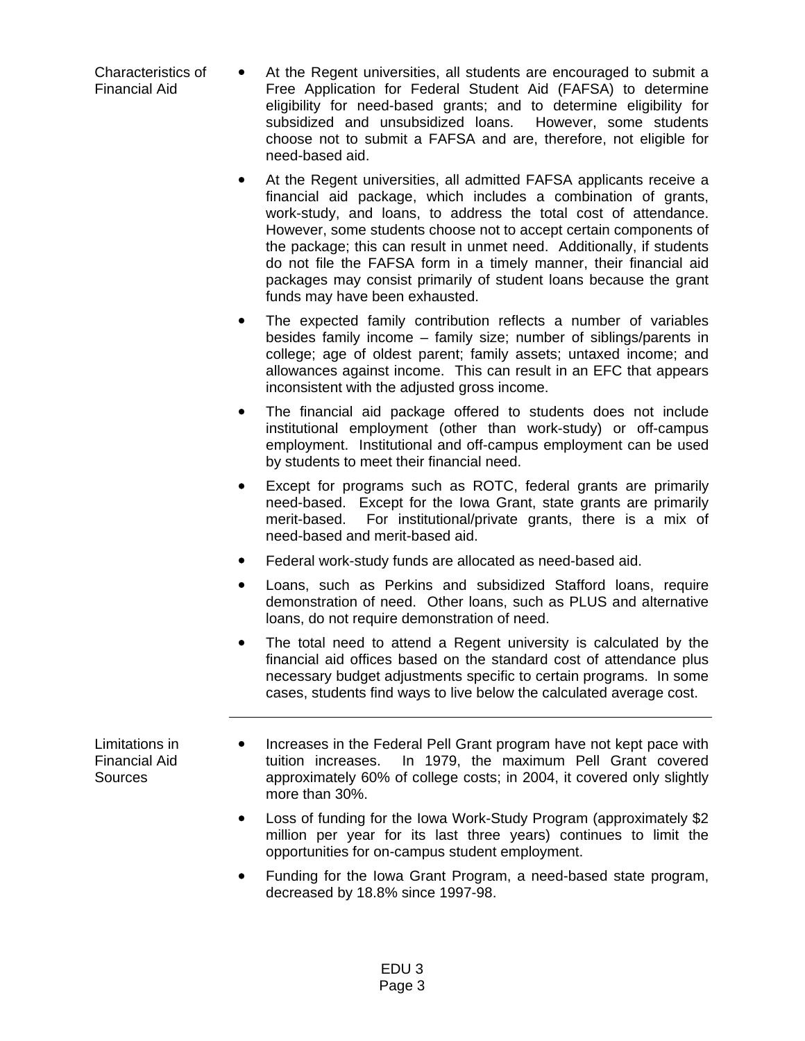**Characteristics of Financial Aid**

- At the Regent universities, all students are encouraged to submit a Free Application for Federal Student Aid (FAFSA) to determine eligibility for need-based grants; and to determine eligibility for subsidized and unsubsidized loans. However, some students choose not to submit a FAFSA and are, therefore, not eligible for need-based aid.
- At the Regent universities, all admitted FAFSA applicants receive a financial aid package, which includes a combination of grants, work-study, and loans, to address the total cost of attendance. However, some students choose not to accept certain components of the package; this can result in unmet need. Additionally, if students do not file the FAFSA form in a timely manner, their financial aid packages may consist primarily of student loans because the grant funds may have been exhausted.
- The expected family contribution reflects a number of variables besides family income – family size; number of siblings/parents in college; age of oldest parent; family assets; untaxed income; and allowances against income. This can result in an EFC that appears inconsistent with the adjusted gross income.
- The financial aid package offered to students does not include institutional employment (other than work-study) or off-campus employment. Institutional and off-campus employment can be used by students to meet their financial need.
- Except for programs such as ROTC, federal grants are primarily need-based. Except for the Iowa Grant, state grants are primarily merit-based. For institutional/private grants, there is a mix of need-based and merit-based aid.
- Federal work-study funds are allocated as need-based aid.
- Loans, such as Perkins and subsidized Stafford loans, require demonstration of need. Other loans, such as PLUS and alternative loans, do not require demonstration of need.
- The total need to attend a Regent university is calculated by the financial aid offices based on the standard cost of attendance plus necessary budget adjustments specific to certain programs. In some cases, students find ways to live below the calculated average cost.

---

**Limitations in Financial Aid Sources**

- Increases in the Federal Pell Grant program have not kept pace with tuition increases. In 1979, the maximum Pell Grant covered approximately 60% of college costs; in 2004, it covered only slightly more than 30%.
- Loss of funding for the Iowa Work-Study Program (approximately $2 million per year for its last three years) continues to limit the opportunities for on-campus student employment.
- Funding for the Iowa Grant Program, a need-based state program, decreased by 18.8% since 1997-98.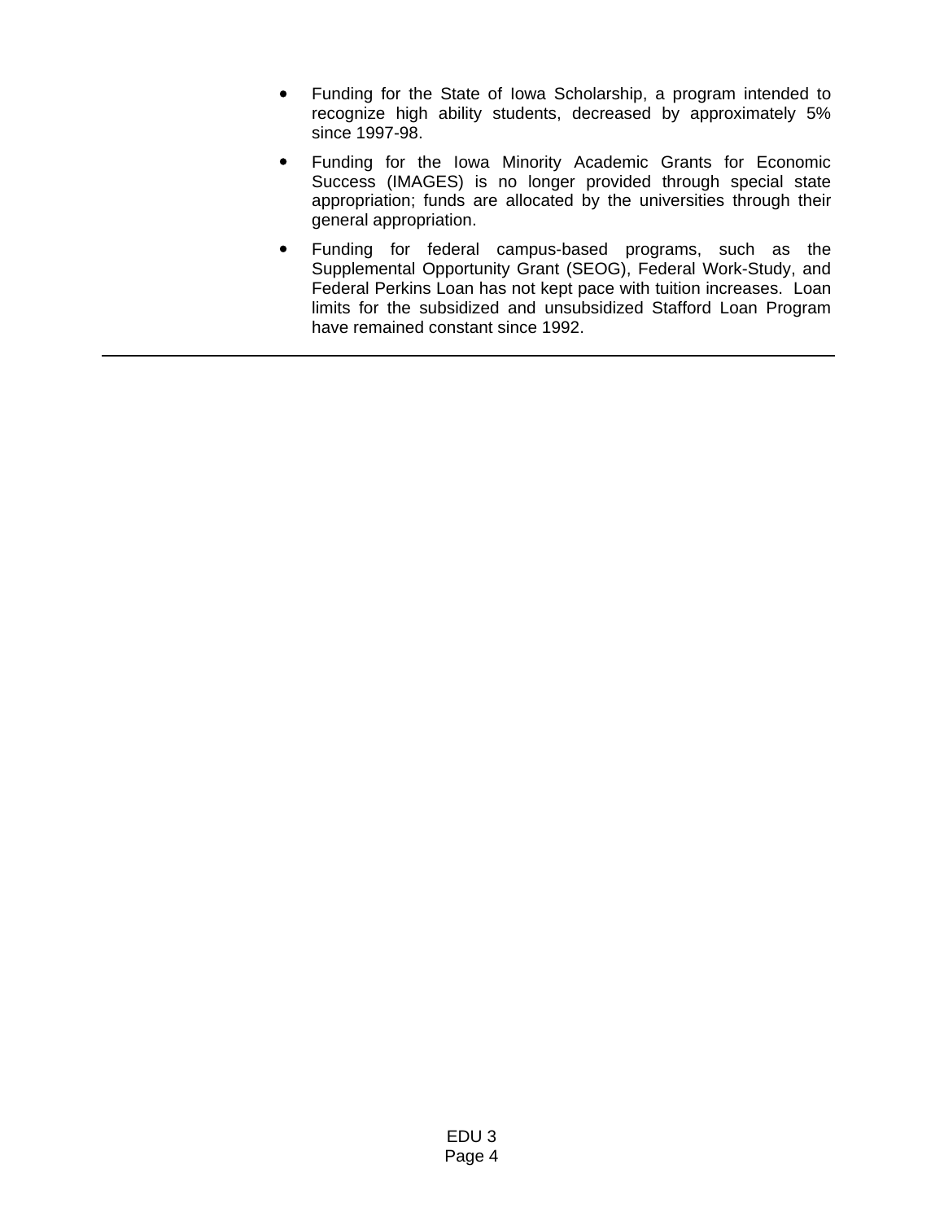- Funding for the State of Iowa Scholarship, a program intended to recognize high ability students, decreased by approximately 5% since 1997-98.
- Funding for the Iowa Minority Academic Grants for Economic Success (IMAGES) is no longer provided through special state appropriation; funds are allocated by the universities through their general appropriation.
- Funding for federal campus-based programs, such as the Supplemental Opportunity Grant (SEOG), Federal Work-Study, and Federal Perkins Loan has not kept pace with tuition increases. Loan limits for the subsidized and unsubsidized Stafford Loan Program have remained constant since 1992.

---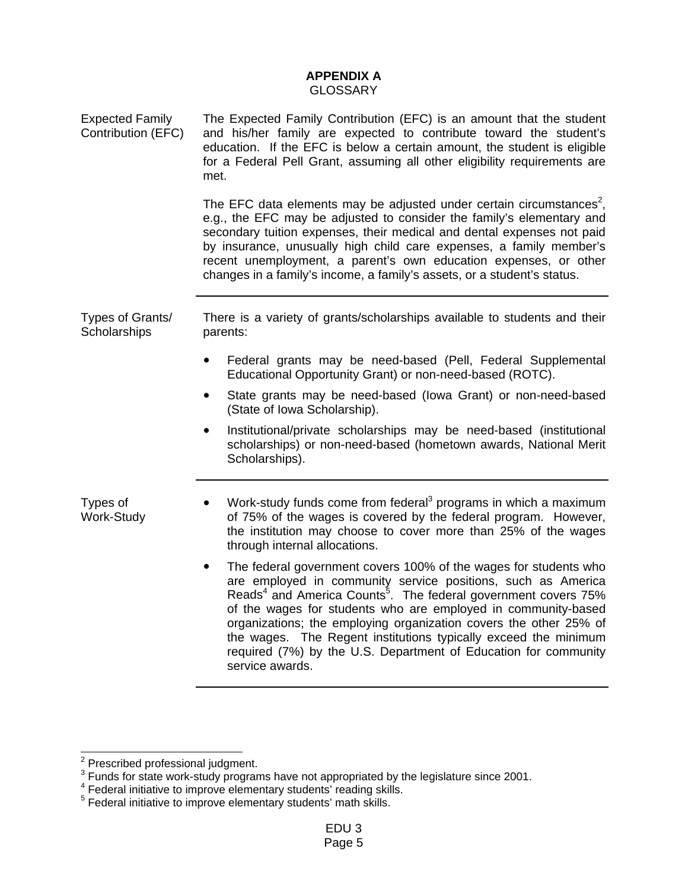# APPENDIX A

## GLOSSARY

**Expected Family Contribution (EFC)**

The Expected Family Contribution (EFC) is an amount that the student and his/her family are expected to contribute toward the student's education. If the EFC is below a certain amount, the student is eligible for a Federal Pell Grant, assuming all other eligibility requirements are met.

The EFC data elements may be adjusted under certain circumstances[2], e.g., the EFC may be adjusted to consider the family's elementary and secondary tuition expenses, their medical and dental expenses not paid by insurance, unusually high child care expenses, a family member's recent unemployment, a parent's own education expenses, or other changes in a family's income, a family's assets, or a student's status.

---

**Types of Grants/ Scholarships**

There is a variety of grants/scholarships available to students and their parents:

- Federal grants may be need-based (Pell, Federal Supplemental Educational Opportunity Grant) or non-need-based (ROTC).
- State grants may be need-based (Iowa Grant) or non-need-based (State of Iowa Scholarship).
- Institutional/private scholarships may be need-based (institutional scholarships) or non-need-based (hometown awards, National Merit Scholarships).

---

**Types of Work-Study**

- Work-study funds come from federal[3] programs in which a maximum of 75% of the wages is covered by the federal program. However, the institution may choose to cover more than 25% of the wages through internal allocations.
- The federal government covers 100% of the wages for students who are employed in community service positions, such as America Reads[4] and America Counts[5]. The federal government covers 75% of the wages for students who are employed in community-based organizations; the employing organization covers the other 25% of the wages. The Regent institutions typically exceed the minimum required (7%) by the U.S. Department of Education for community service awards.

---

[2] Prescribed professional judgment.

[3] Funds for state work-study programs have not appropriated by the legislature since 2001.

[4] Federal initiative to improve elementary students' reading skills.

[5] Federal initiative to improve elementary students' math skills.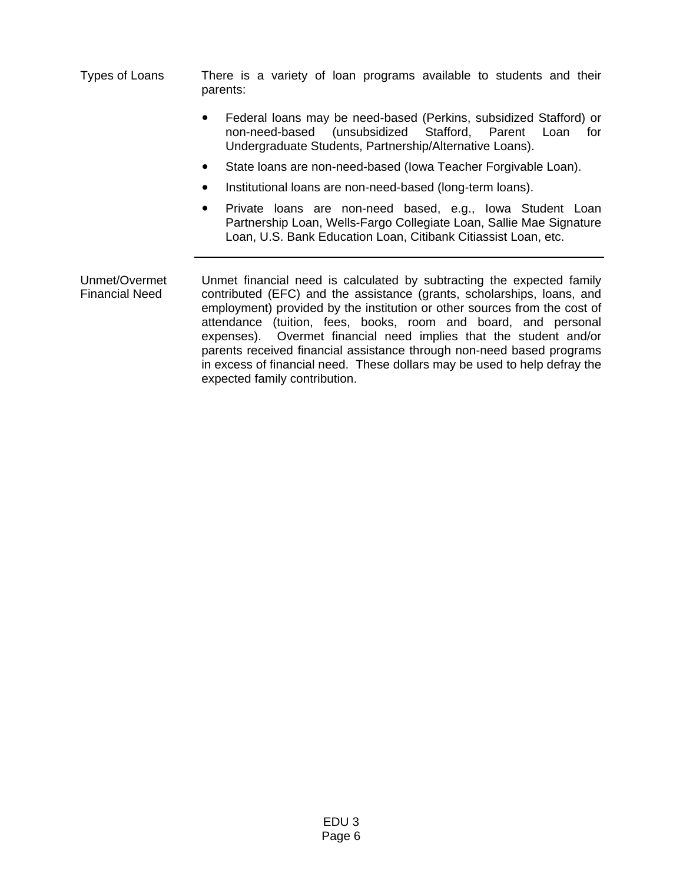**Types of Loans**

There is a variety of loan programs available to students and their parents:

- Federal loans may be need-based (Perkins, subsidized Stafford) or non-need-based (unsubsidized Stafford, Parent Loan for Undergraduate Students, Partnership/Alternative Loans).
- State loans are non-need-based (Iowa Teacher Forgivable Loan).
- Institutional loans are non-need-based (long-term loans).
- Private loans are non-need based, e.g., Iowa Student Loan Partnership Loan, Wells-Fargo Collegiate Loan, Sallie Mae Signature Loan, U.S. Bank Education Loan, Citibank Citiassist Loan, etc.

---

**Unmet/Overmet Financial Need**

Unmet financial need is calculated by subtracting the expected family contributed (EFC) and the assistance (grants, scholarships, loans, and employment) provided by the institution or other sources from the cost of attendance (tuition, fees, books, room and board, and personal expenses). Overmet financial need implies that the student and/or parents received financial assistance through non-need based programs in excess of financial need. These dollars may be used to help defray the expected family contribution.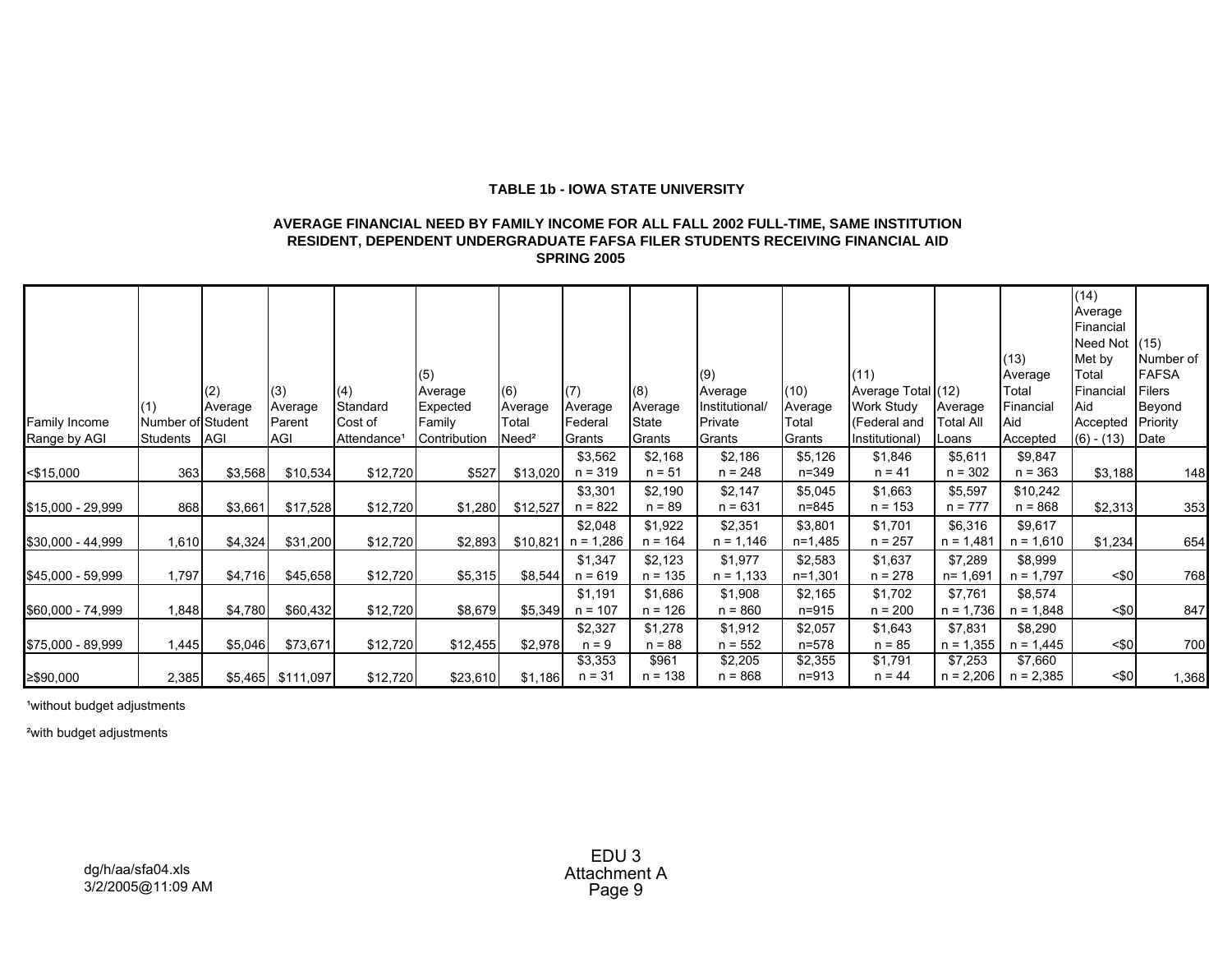**TABLE 1b - IOWA STATE UNIVERSITY**

**AVERAGE FINANCIAL NEED BY FAMILY INCOME FOR ALL FALL 2002 FULL-TIME, SAME INSTITUTION RESIDENT, DEPENDENT UNDERGRADUATE FAFSA FILER STUDENTS RECEIVING FINANCIAL AID**
**SPRING 2005**

| Family Income Range by AGI | (1) Number of Students | (2) Average Student AGI | (3) Average Parent AGI | (4) Standard Cost of Attendance[1] | (5) Average Expected Family Contribution | (6) Average Total Need[2] | (7) Average Federal Grants | (8) Average State Grants | (9) Average Institutional/ Private Grants | (10) Average Total Grants | (11) Average Total Work Study (Federal and Institutional) | (12) Average Total All Loans | (13) Average Total Financial Aid Accepted | (14) Average Financial Need Not Met by Total Financial Aid Accepted (6) - (13) | (15) Number of FAFSA Filers Beyond Priority Date |
|---|---|---|---|---|---|---|---|---|---|---|---|---|---|---|---|
| <$15,000 | 363 | $3,568 | $10,534 | $12,720 | $527 | $13,020 | $3,562 n = 319 | $2,168 n = 51 | $2,186 n = 248 | $5,126 n=349 | $1,846 n = 41 | $5,611 n = 302 | $9,847 n = 363 | $3,188 | 148 |
| $15,000 - 29,999 | 868 | $3,661 | $17,528 | $12,720 | $1,280 | $12,527 | $3,301 n = 822 | $2,190 n = 89 | $2,147 n = 631 | $5,045 n=845 | $1,663 n = 153 | $5,597 n = 777 | $10,242 n = 868 | $2,313 | 353 |
| $30,000 - 44,999 | 1,610 | $4,324 | $31,200 | $12,720 | $2,893 | $10,821 | $2,048 n = 1,286 | $1,922 n = 164 | $2,351 n = 1,146 | $3,801 n=1,485 | $1,701 n = 257 | $6,316 n = 1,481 | $9,617 n = 1,610 | $1,234 | 654 |
| $45,000 - 59,999 | 1,797 | $4,716 | $45,658 | $12,720 | $5,315 | $8,544 | $1,347 n = 619 | $2,123 n = 135 | $1,977 n = 1,133 | $2,583 n=1,301 | $1,637 n = 278 | $7,289 n= 1,691 | $8,999 n = 1,797 | <$0 | 768 |
| $60,000 - 74,999 | 1,848 | $4,780 | $60,432 | $12,720 | $8,679 | $5,349 | $1,191 n = 107 | $1,686 n = 126 | $1,908 n = 860 | $2,165 n=915 | $1,702 n = 200 | $7,761 n = 1,736 | $8,574 n = 1,848 | <$0 | 847 |
| $75,000 - 89,999 | 1,445 | $5,046 | $73,671 | $12,720 | $12,455 | $2,978 | $2,327 n = 9 | $1,278 n = 88 | $1,912 n = 552 | $2,057 n=578 | $1,643 n = 85 | $7,831 n = 1,355 | $8,290 n = 1,445 | <$0 | 700 |
| ≥$90,000 | 2,385 | $5,465 | $111,097 | $12,720 | $23,610 | $1,186 | $3,353 n = 31 | $961 n = 138 | $2,205 n = 868 | $2,355 n=913 | $1,791 n = 44 | $7,253 n = 2,206 | $7,660 n = 2,385 | <$0 | 1,368 |

[1]without budget adjustments

[2]with budget adjustments

dg/h/aa/sfa04.xls
3/2/2005@11:09 AM

EDU 3
Attachment A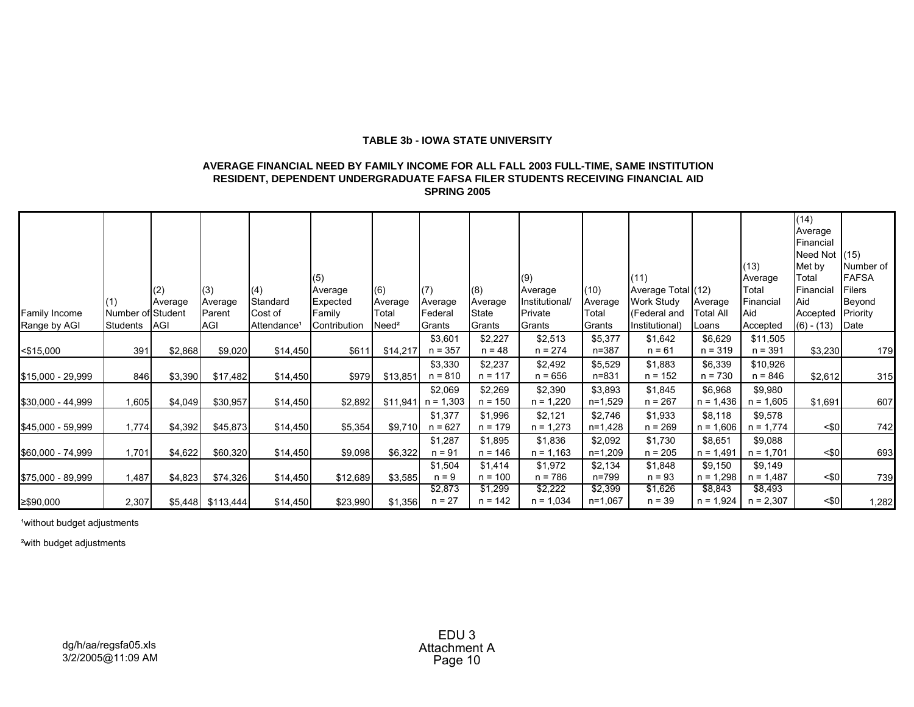**TABLE 3b - IOWA STATE UNIVERSITY**

**AVERAGE FINANCIAL NEED BY FAMILY INCOME FOR ALL FALL 2003 FULL-TIME, SAME INSTITUTION RESIDENT, DEPENDENT UNDERGRADUATE FAFSA FILER STUDENTS RECEIVING FINANCIAL AID SPRING 2005**

| Family Income Range by AGI | (1) Number of Students | (2) Average Student AGI | (3) Average Parent AGI | (4) Standard Cost of Attendance[1] | (5) Average Expected Family Contribution | (6) Average Total Need[2] | (7) Average Federal Grants | (8) Average State Grants | (9) Average Institutional/ Private Grants | (10) Average Total Grants | (11) Average Total Work Study (Federal and Institutional) | (12) Average Total All Loans | (13) Average Total Financial Aid Accepted | (14) Average Financial Need Not Met by Total Financial Aid Accepted (6) - (13) | (15) Number of FAFSA Filers Beyond Priority Date |
|---|---|---|---|---|---|---|---|---|---|---|---|---|---|---|---|
| <$15,000 | 391 | $2,868 | $9,020 | $14,450 | $611 | $14,217 | $3,601 n = 357 | $2,227 n = 48 | $2,513 n = 274 | $5,377 n=387 | $1,642 n = 61 | $6,629 n = 319 | $11,505 n = 391 | $3,230 | 179 |
| $15,000 - 29,999 | 846 | $3,390 | $17,482 | $14,450 | $979 | $13,851 | $3,330 n = 810 | $2,237 n = 117 | $2,492 n = 656 | $5,529 n=831 | $1,883 n = 152 | $6,339 n = 730 | $10,926 n = 846 | $2,612 | 315 |
| $30,000 - 44,999 | 1,605 | $4,049 | $30,957 | $14,450 | $2,892 | $11,941 | $2,069 n = 1,303 | $2,269 n = 150 | $2,390 n = 1,220 | $3,893 n=1,529 | $1,845 n = 267 | $6,968 n = 1,436 | $9,980 n = 1,605 | $1,691 | 607 |
| $45,000 - 59,999 | 1,774 | $4,392 | $45,873 | $14,450 | $5,354 | $9,710 | $1,377 n = 627 | $1,996 n = 179 | $2,121 n = 1,273 | $2,746 n=1,428 | $1,933 n = 269 | $8,118 n = 1,606 | $9,578 n = 1,774 | <$0 | 742 |
| $60,000 - 74,999 | 1,701 | $4,622 | $60,320 | $14,450 | $9,098 | $6,322 | $1,287 n = 91 | $1,895 n = 146 | $1,836 n = 1,163 | $2,092 n=1,209 | $1,730 n = 205 | $8,651 n = 1,491 | $9,088 n = 1,701 | <$0 | 693 |
| $75,000 - 89,999 | 1,487 | $4,823 | $74,326 | $14,450 | $12,689 | $3,585 | $1,504 n = 9 | $1,414 n = 100 | $1,972 n = 786 | $2,134 n=799 | $1,848 n = 93 | $9,150 n = 1,298 | $9,149 n = 1,487 | <$0 | 739 |
| ≥$90,000 | 2,307 | $5,448 | $113,444 | $14,450 | $23,990 | $1,356 | $2,873 n = 27 | $1,299 n = 142 | $2,222 n = 1,034 | $2,399 n=1,067 | $1,626 n = 39 | $8,843 n = 1,924 | $8,493 n = 2,307 | <$0 | 1,282 |

[1]without budget adjustments

[2]with budget adjustments

dg/h/aa/regsfa05.xls
3/2/2005@11:09 AM

EDU 3
Attachment A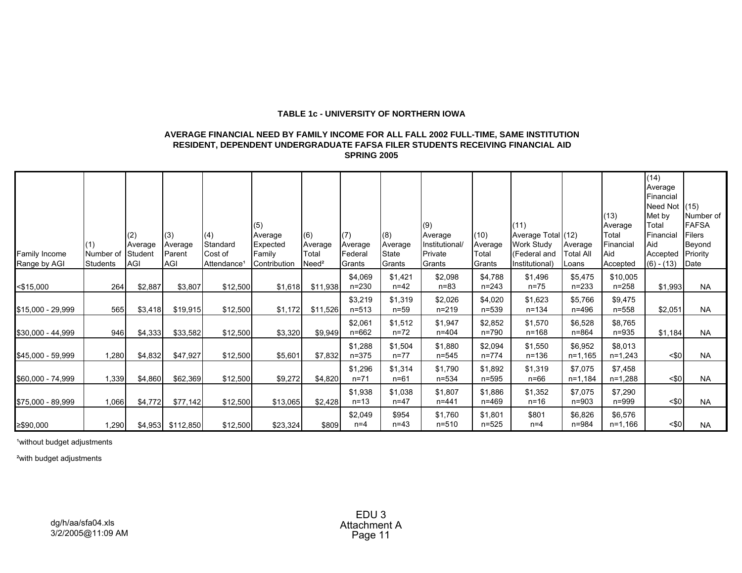**TABLE 1c - UNIVERSITY OF NORTHERN IOWA**

**AVERAGE FINANCIAL NEED BY FAMILY INCOME FOR ALL FALL 2002 FULL-TIME, SAME INSTITUTION RESIDENT, DEPENDENT UNDERGRADUATE FAFSA FILER STUDENTS RECEIVING FINANCIAL AID SPRING 2005**

| Family Income Range by AGI | (1) Number of Students | (2) Average Student AGI | (3) Average Parent AGI | (4) Standard Cost of Attendance[1] | (5) Average Expected Family Contribution | (6) Average Total Need[2] | (7) Average Federal Grants | (8) Average State Grants | (9) Average Institutional/ Private Grants | (10) Average Total Grants | (11) Average Total Work Study (Federal and Institutional) | (12) Average Total All Loans | (13) Average Total Financial Aid Accepted | (14) Average Financial Need Not Met by Total Financial Aid Accepted (6) - (13) | (15) Number of FAFSA Filers Beyond Priority Date |
|---|---|---|---|---|---|---|---|---|---|---|---|---|---|---|---|
| <$15,000 | 264 | $2,887 | $3,807 | $12,500 | $1,618 | $11,938 | $4,069 n=230 | $1,421 n=42 | $2,098 n=83 | $4,788 n=243 | $1,496 n=75 | $5,475 n=233 | $10,005 n=258 | $1,993 | NA |
| $15,000 - 29,999 | 565 | $3,418 | $19,915 | $12,500 | $1,172 | $11,526 | $3,219 n=513 | $1,319 n=59 | $2,026 n=219 | $4,020 n=539 | $1,623 n=134 | $5,766 n=496 | $9,475 n=558 | $2,051 | NA |
| $30,000 - 44,999 | 946 | $4,333 | $33,582 | $12,500 | $3,320 | $9,949 | $2,061 n=662 | $1,512 n=72 | $1,947 n=404 | $2,852 n=790 | $1,570 n=168 | $6,528 n=864 | $8,765 n=935 | $1,184 | NA |
| $45,000 - 59,999 | 1,280 | $4,832 | $47,927 | $12,500 | $5,601 | $7,832 | $1,288 n=375 | $1,504 n=77 | $1,880 n=545 | $2,094 n=774 | $1,550 n=136 | $6,952 n=1,165 | $8,013 n=1,243 | <$0 | NA |
| $60,000 - 74,999 | 1,339 | $4,860 | $62,369 | $12,500 | $9,272 | $4,820 | $1,296 n=71 | $1,314 n=61 | $1,790 n=534 | $1,892 n=595 | $1,319 n=66 | $7,075 n=1,184 | $7,458 n=1,288 | <$0 | NA |
| $75,000 - 89,999 | 1,066 | $4,772 | $77,142 | $12,500 | $13,065 | $2,428 | $1,938 n=13 | $1,038 n=47 | $1,807 n=441 | $1,886 n=469 | $1,352 n=16 | $7,075 n=903 | $7,290 n=999 | <$0 | NA |
| ≥$90,000 | 1,290 | $4,953 | $112,850 | $12,500 | $23,324 | $809 | $2,049 n=4 | $954 n=43 | $1,760 n=510 | $1,801 n=525 | $801 n=4 | $6,826 n=984 | $6,576 n=1,166 | <$0 | NA |

[1]without budget adjustments

[2]with budget adjustments

dg/h/aa/sfa04.xls
3/2/2005@11:09 AM

EDU 3
Attachment A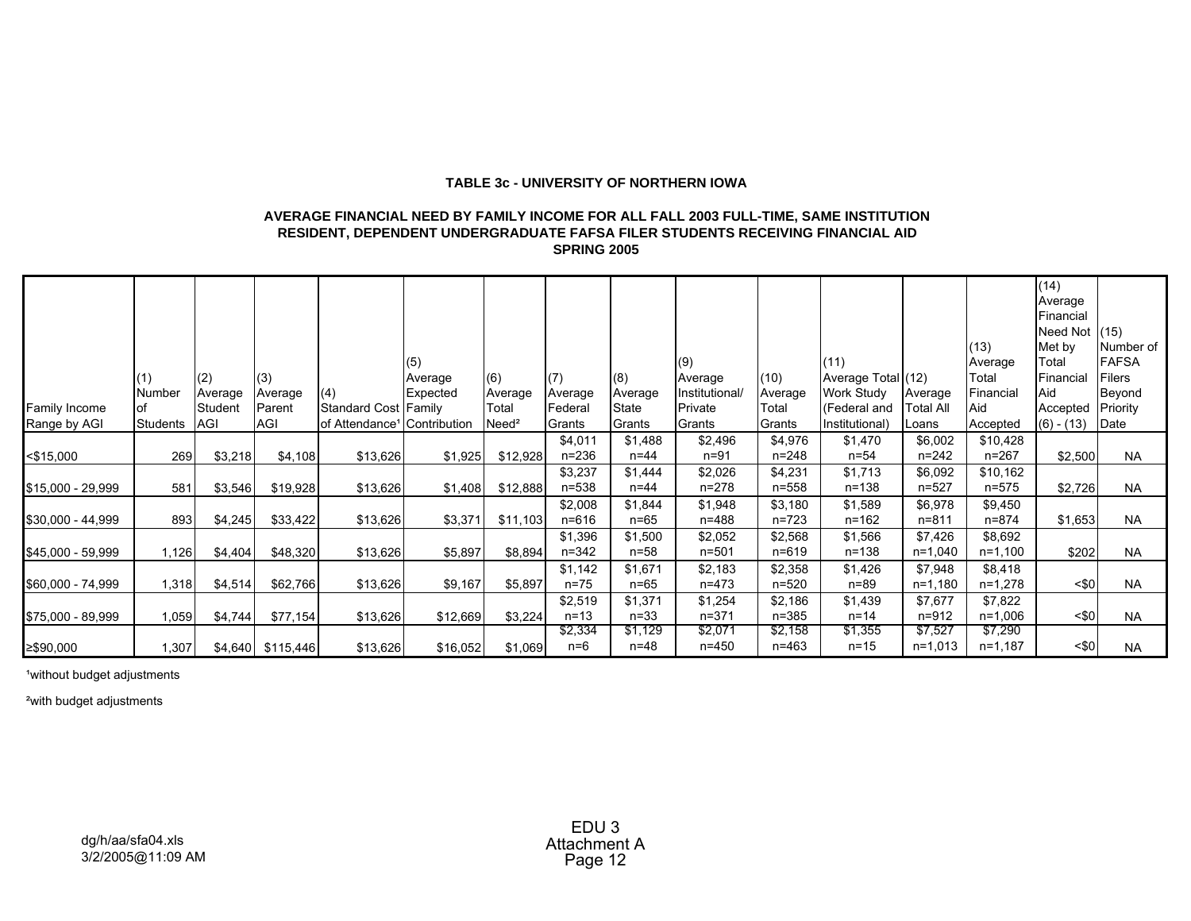**TABLE 3c - UNIVERSITY OF NORTHERN IOWA**

**AVERAGE FINANCIAL NEED BY FAMILY INCOME FOR ALL FALL 2003 FULL-TIME, SAME INSTITUTION RESIDENT, DEPENDENT UNDERGRADUATE FAFSA FILER STUDENTS RECEIVING FINANCIAL AID**
**SPRING 2005**

| Family Income Range by AGI | (1) Number of Students | (2) Average Student AGI | (3) Average Parent AGI | (4) Standard Cost of Attendance¹ | (5) Average Expected Family Contribution | (6) Average Total Need² | (7) Average Federal Grants | (8) Average State Grants | (9) Average Institutional/ Private Grants | (10) Average Total Grants | (11) Average Total Work Study (Federal and Institutional) | (12) Average Total All Loans | (13) Average Total Financial Aid Accepted | (14) Average Financial Need Not Met by Total Financial Aid Accepted (6) - (13) | (15) Number of FAFSA Filers Beyond Priority Date |
|---|---|---|---|---|---|---|---|---|---|---|---|---|---|---|---|
| <$15,000 | 269 | $3,218 | $4,108 | $13,626 | $1,925 | $12,928 | $4,011 n=236 | $1,488 n=44 | $2,496 n=91 | $4,976 n=248 | $1,470 n=54 | $6,002 n=242 | $10,428 n=267 | $2,500 | NA |
| $15,000 - 29,999 | 581 | $3,546 | $19,928 | $13,626 | $1,408 | $12,888 | $3,237 n=538 | $1,444 n=44 | $2,026 n=278 | $4,231 n=558 | $1,713 n=138 | $6,092 n=527 | $10,162 n=575 | $2,726 | NA |
| $30,000 - 44,999 | 893 | $4,245 | $33,422 | $13,626 | $3,371 | $11,103 | $2,008 n=616 | $1,844 n=65 | $1,948 n=488 | $3,180 n=723 | $1,589 n=162 | $6,978 n=811 | $9,450 n=874 | $1,653 | NA |
| $45,000 - 59,999 | 1,126 | $4,404 | $48,320 | $13,626 | $5,897 | $8,894 | $1,396 n=342 | $1,500 n=58 | $2,052 n=501 | $2,568 n=619 | $1,566 n=138 | $7,426 n=1,040 | $8,692 n=1,100 | $202 | NA |
| $60,000 - 74,999 | 1,318 | $4,514 | $62,766 | $13,626 | $9,167 | $5,897 | $1,142 n=75 | $1,671 n=65 | $2,183 n=473 | $2,358 n=520 | $1,426 n=89 | $7,948 n=1,180 | $8,418 n=1,278 | <$0 | NA |
| $75,000 - 89,999 | 1,059 | $4,744 | $77,154 | $13,626 | $12,669 | $3,224 | $2,519 n=13 | $1,371 n=33 | $1,254 n=371 | $2,186 n=385 | $1,439 n=14 | $7,677 n=912 | $7,822 n=1,006 | <$0 | NA |
| ≥$90,000 | 1,307 | $4,640 | $115,446 | $13,626 | $16,052 | $1,069 | $2,334 n=6 | $1,129 n=48 | $2,071 n=450 | $2,158 n=463 | $1,355 n=15 | $7,527 n=1,013 | $7,290 n=1,187 | <$0 | NA |

¹without budget adjustments

²with budget adjustments

dg/h/aa/sfa04.xls
3/2/2005@11:09 AM

EDU 3
Attachment A